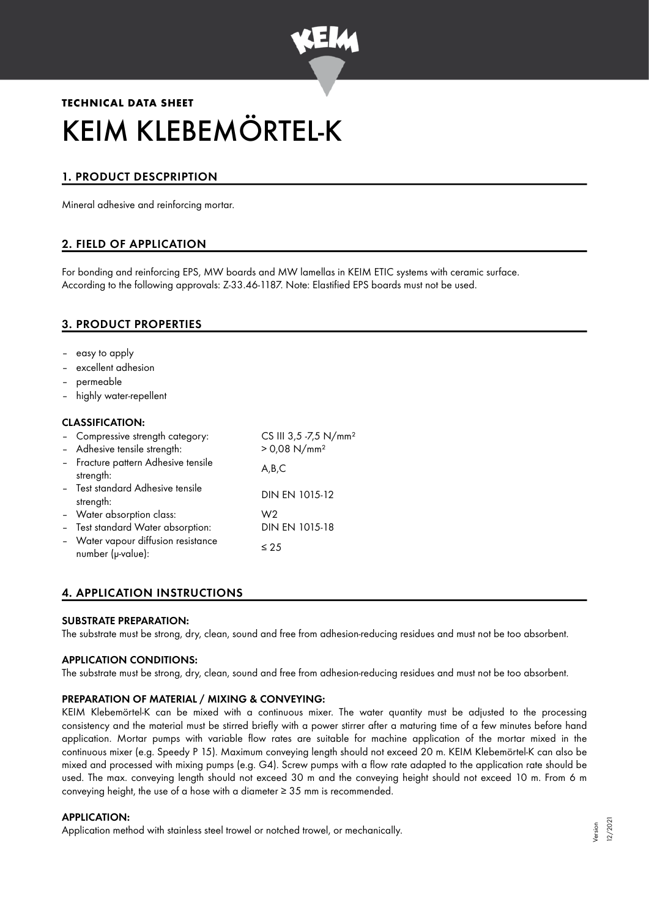**TECHNICAL DATA SHEET**

# KEIM KLEBEMÖRTEL-K

## 1. PRODUCT DESCPRIPTION

Mineral adhesive and reinforcing mortar.

## 2. FIELD OF APPLICATION

For bonding and reinforcing EPS, MW boards and MW lamellas in KEIM ETIC systems with ceramic surface.
According to the following approvals: Z-33.46-1187. Note: Elastified EPS boards must not be used.

## 3. PRODUCT PROPERTIES

- easy to apply
- excellent adhesion
- permeable
- highly water-repellent

### CLASSIFICATION:

| | |
|---|---|
| – Compressive strength category: | CS III 3,5 -7,5 N/mm² |
| – Adhesive tensile strength: | > 0,08 N/mm² |
| – Fracture pattern Adhesive tensile strength: | A,B,C |
| – Test standard Adhesive tensile strength: | DIN EN 1015-12 |
| – Water absorption class: | W2 |
| – Test standard Water absorption: | DIN EN 1015-18 |
| – Water vapour diffusion resistance number (μ-value): | ≤ 25 |

## 4. APPLICATION INSTRUCTIONS

### SUBSTRATE PREPARATION:

The substrate must be strong, dry, clean, sound and free from adhesion-reducing residues and must not be too absorbent.

### APPLICATION CONDITIONS:

The substrate must be strong, dry, clean, sound and free from adhesion-reducing residues and must not be too absorbent.

### PREPARATION OF MATERIAL / MIXING & CONVEYING:

KEIM Klebemörtel-K can be mixed with a continuous mixer. The water quantity must be adjusted to the processing consistency and the material must be stirred briefly with a power stirrer after a maturing time of a few minutes before hand application. Mortar pumps with variable flow rates are suitable for machine application of the mortar mixed in the continuous mixer (e.g. Speedy P 15). Maximum conveying length should not exceed 20 m. KEIM Klebemörtel-K can also be mixed and processed with mixing pumps (e.g. G4). Screw pumps with a flow rate adapted to the application rate should be used. The max. conveying length should not exceed 30 m and the conveying height should not exceed 10 m. From 6 m conveying height, the use of a hose with a diameter ≥ 35 mm is recommended.

### APPLICATION:

Application method with stainless steel trowel or notched trowel, or mechanically.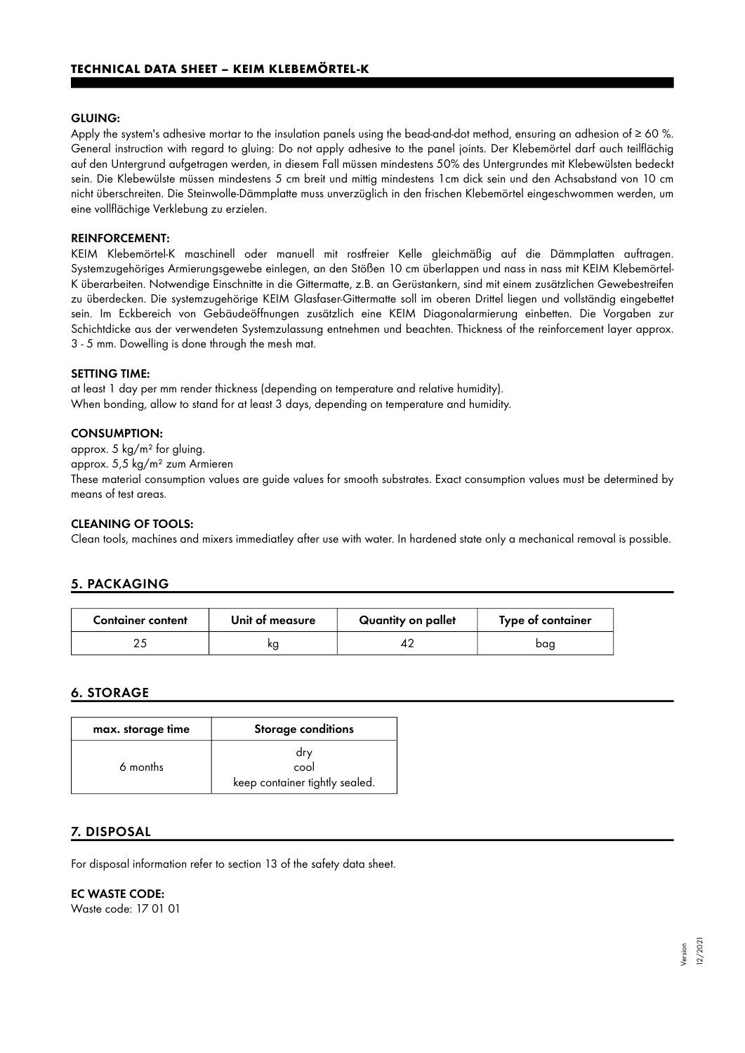# TECHNICAL DATA SHEET – KEIM KLEBEMÖRTEL-K

### GLUING:

Apply the system's adhesive mortar to the insulation panels using the bead-and-dot method, ensuring an adhesion of ≥ 60 %. General instruction with regard to gluing: Do not apply adhesive to the panel joints. Der Klebemörtel darf auch teilflächig auf den Untergrund aufgetragen werden, in diesem Fall müssen mindestens 50% des Untergrundes mit Klebewülsten bedeckt sein. Die Klebewülste müssen mindestens 5 cm breit und mittig mindestens 1cm dick sein und den Achsabstand von 10 cm nicht überschreiten. Die Steinwolle-Dämmplatte muss unverzüglich in den frischen Klebemörtel eingeschwommen werden, um eine vollflächige Verklebung zu erzielen.

### REINFORCEMENT:

KEIM Klebemörtel-K maschinell oder manuell mit rostfreier Kelle gleichmäßig auf die Dämmplatten auftragen. Systemzugehöriges Armierungsgewebe einlegen, an den Stößen 10 cm überlappen und nass in nass mit KEIM Klebemörtel-K überarbeiten. Notwendige Einschnitte in die Gittermatte, z.B. an Gerüstankern, sind mit einem zusätzlichen Gewebestreifen zu überdecken. Die systemzugehörige KEIM Glasfaser-Gittermatte soll im oberen Drittel liegen und vollständig eingebettet sein. Im Eckbereich von Gebäudeöffnungen zusätzlich eine KEIM Diagonalarmierung einbetten. Die Vorgaben zur Schichtdicke aus der verwendeten Systemzulassung entnehmen und beachten. Thickness of the reinforcement layer approx. 3 - 5 mm. Dowelling is done through the mesh mat.

### SETTING TIME:

at least 1 day per mm render thickness (depending on temperature and relative humidity).
When bonding, allow to stand for at least 3 days, depending on temperature and humidity.

### CONSUMPTION:

approx. 5 kg/m² for gluing.
approx. 5,5 kg/m² zum Armieren
These material consumption values are guide values for smooth substrates. Exact consumption values must be determined by means of test areas.

### CLEANING OF TOOLS:

Clean tools, machines and mixers immediatley after use with water. In hardened state only a mechanical removal is possible.

## 5. PACKAGING

| Container content | Unit of measure | Quantity on pallet | Type of container |
|---|---|---|---|
| 25 | kg | 42 | bag |

## 6. STORAGE

| max. storage time | Storage conditions |
|---|---|
| 6 months | dry<br>cool<br>keep container tightly sealed. |

## 7. DISPOSAL

For disposal information refer to section 13 of the safety data sheet.

### EC WASTE CODE:

Waste code: 17 01 01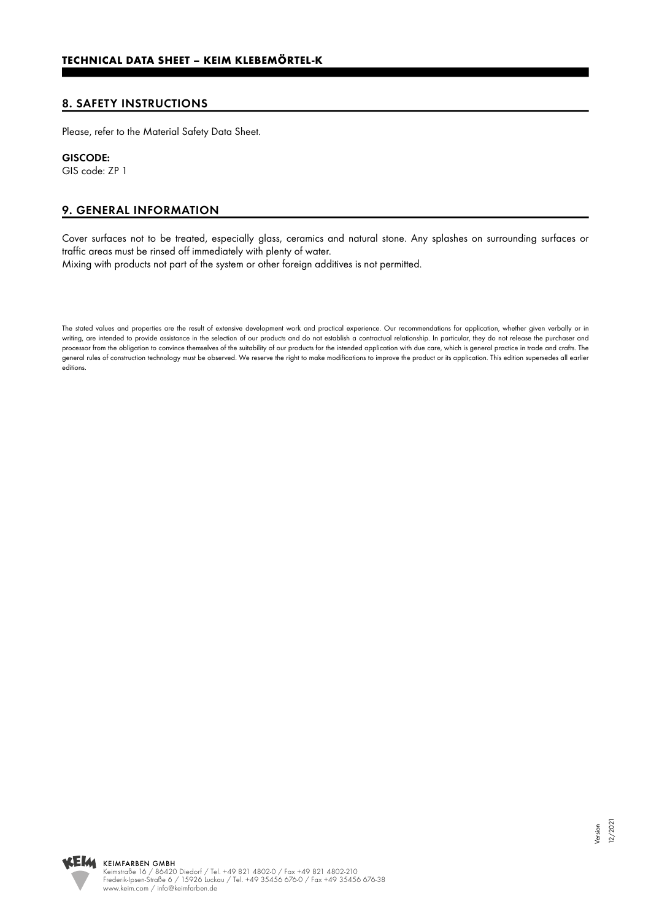## 8. SAFETY INSTRUCTIONS

Please, refer to the Material Safety Data Sheet.

**GISCODE:**
GIS code: ZP 1

## 9. GENERAL INFORMATION

Cover surfaces not to be treated, especially glass, ceramics and natural stone. Any splashes on surrounding surfaces or traffic areas must be rinsed off immediately with plenty of water.
Mixing with products not part of the system or other foreign additives is not permitted.

The stated values and properties are the result of extensive development work and practical experience. Our recommendations for application, whether given verbally or in writing, are intended to provide assistance in the selection of our products and do not establish a contractual relationship. In particular, they do not release the purchaser and processor from the obligation to convince themselves of the suitability of our products for the intended application with due care, which is general practice in trade and crafts. The general rules of construction technology must be observed. We reserve the right to make modifications to improve the product or its application. This edition supersedes all earlier editions.